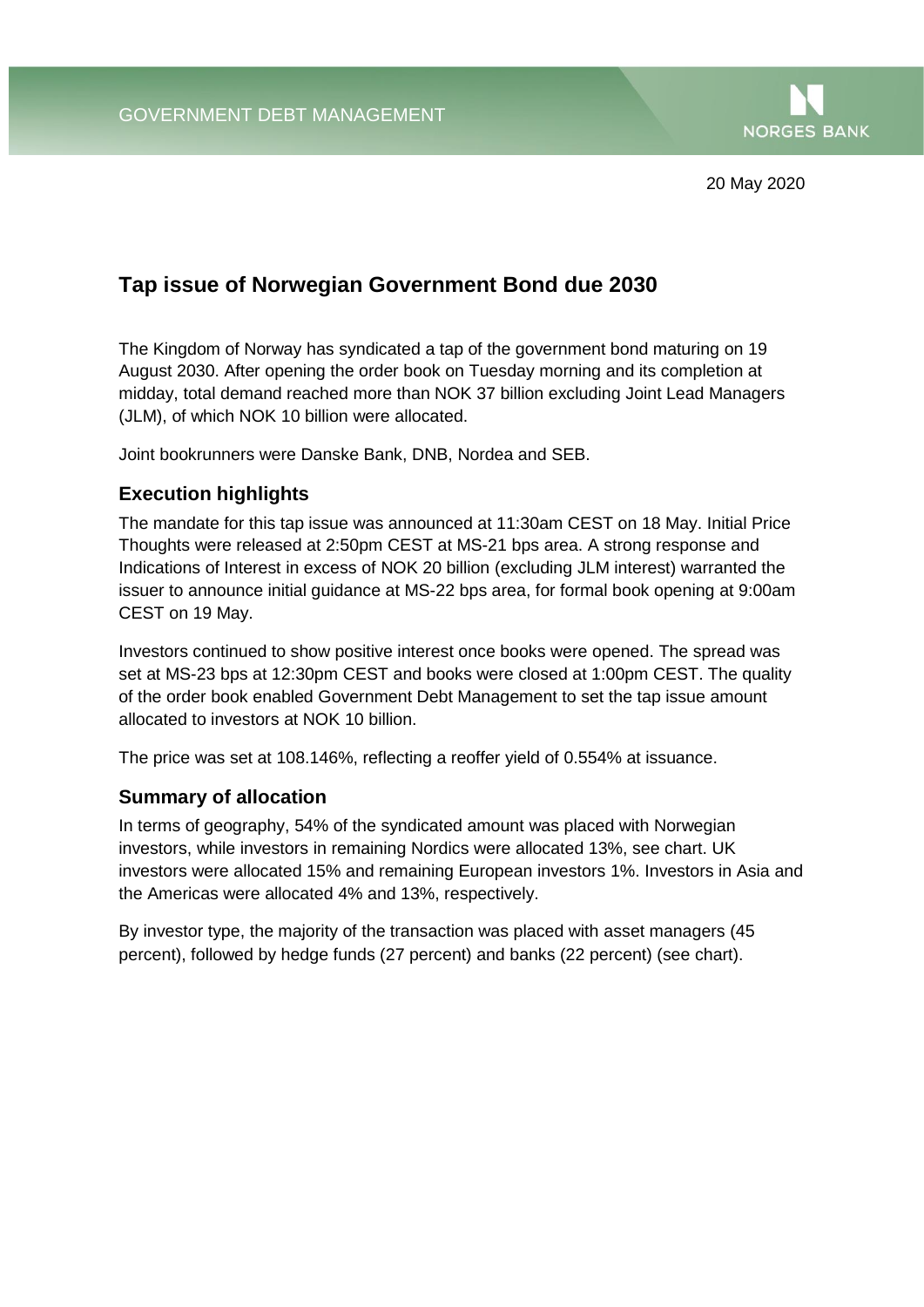GOVERNMENT DEBT MANAGEMENT

NORGES BANK

20 May 2020

# Tap issue of Norwegian Government Bond due 2030

The Kingdom of Norway has syndicated a tap of the government bond maturing on 19 August 2030. After opening the order book on Tuesday morning and its completion at midday, total demand reached more than NOK 37 billion excluding Joint Lead Managers (JLM), of which NOK 10 billion were allocated.

Joint bookrunners were Danske Bank, DNB, Nordea and SEB.

## Execution highlights

The mandate for this tap issue was announced at 11:30am CEST on 18 May. Initial Price Thoughts were released at 2:50pm CEST at MS-21 bps area. A strong response and Indications of Interest in excess of NOK 20 billion (excluding JLM interest) warranted the issuer to announce initial guidance at MS-22 bps area, for formal book opening at 9:00am CEST on 19 May.

Investors continued to show positive interest once books were opened. The spread was set at MS-23 bps at 12:30pm CEST and books were closed at 1:00pm CEST. The quality of the order book enabled Government Debt Management to set the tap issue amount allocated to investors at NOK 10 billion.

The price was set at 108.146%, reflecting a reoffer yield of 0.554% at issuance.

## Summary of allocation

In terms of geography, 54% of the syndicated amount was placed with Norwegian investors, while investors in remaining Nordics were allocated 13%, see chart. UK investors were allocated 15% and remaining European investors 1%. Investors in Asia and the Americas were allocated 4% and 13%, respectively.

By investor type, the majority of the transaction was placed with asset managers (45 percent), followed by hedge funds (27 percent) and banks (22 percent) (see chart).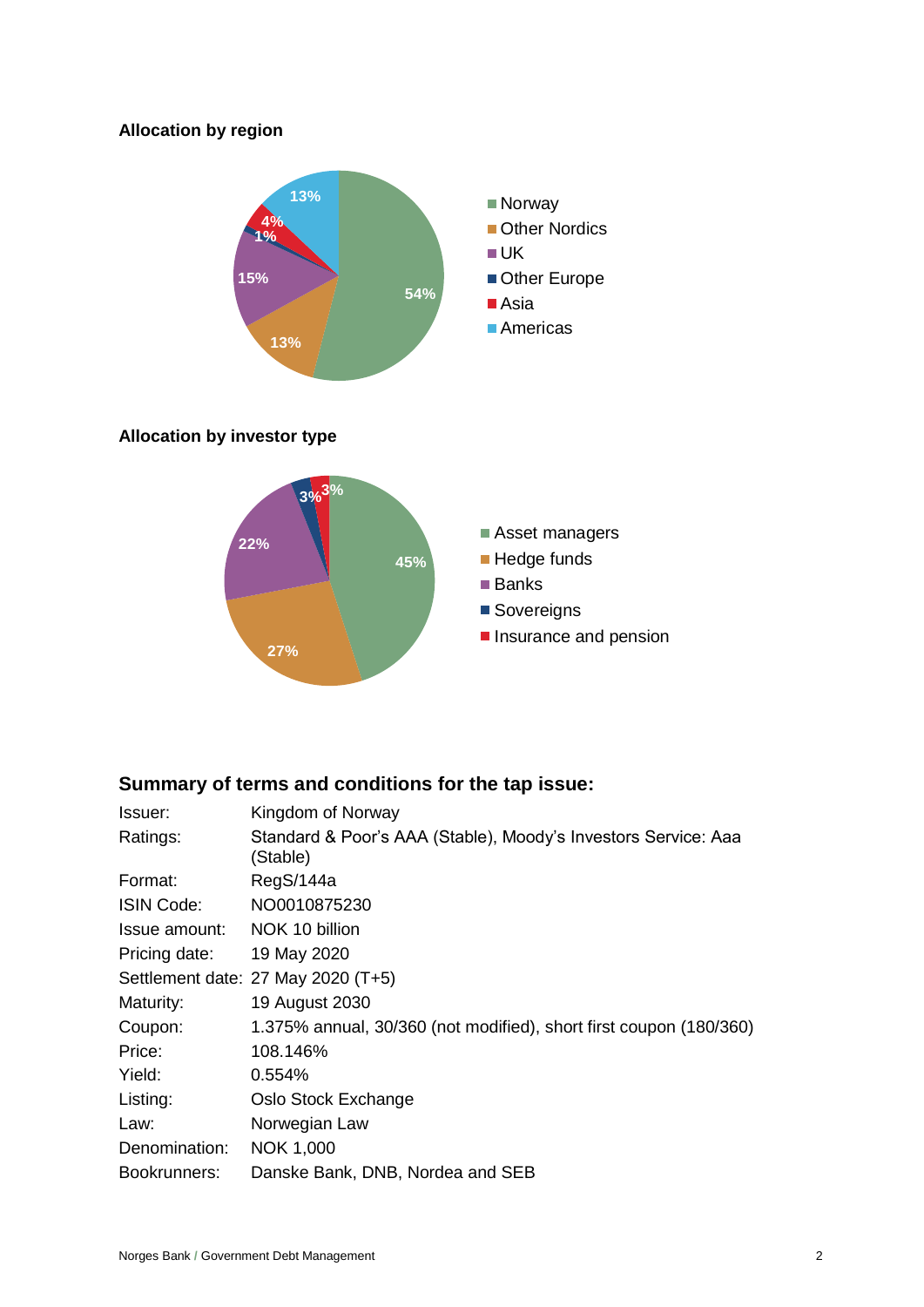**Allocation by region**

54%
13%
15%
1%
4%
13%

Norway
Other Nordics
UK
Other Europe
Asia
Americas

**Allocation by investor type**

45%
27%
22%
3%
3%

Asset managers
Hedge funds
Banks
Sovereigns
Insurance and pension

## Summary of terms and conditions for the tap issue:

| | |
|---|---|
| Issuer: | Kingdom of Norway |
| Ratings: | Standard & Poor's AAA (Stable), Moody's Investors Service: Aaa (Stable) |
| Format: | RegS/144a |
| ISIN Code: | NO0010875230 |
| Issue amount: | NOK 10 billion |
| Pricing date: | 19 May 2020 |
| Settlement date: | 27 May 2020 (T+5) |
| Maturity: | 19 August 2030 |
| Coupon: | 1.375% annual, 30/360 (not modified), short first coupon (180/360) |
| Price: | 108.146% |
| Yield: | 0.554% |
| Listing: | Oslo Stock Exchange |
| Law: | Norwegian Law |
| Denomination: | NOK 1,000 |
| Bookrunners: | Danske Bank, DNB, Nordea and SEB |